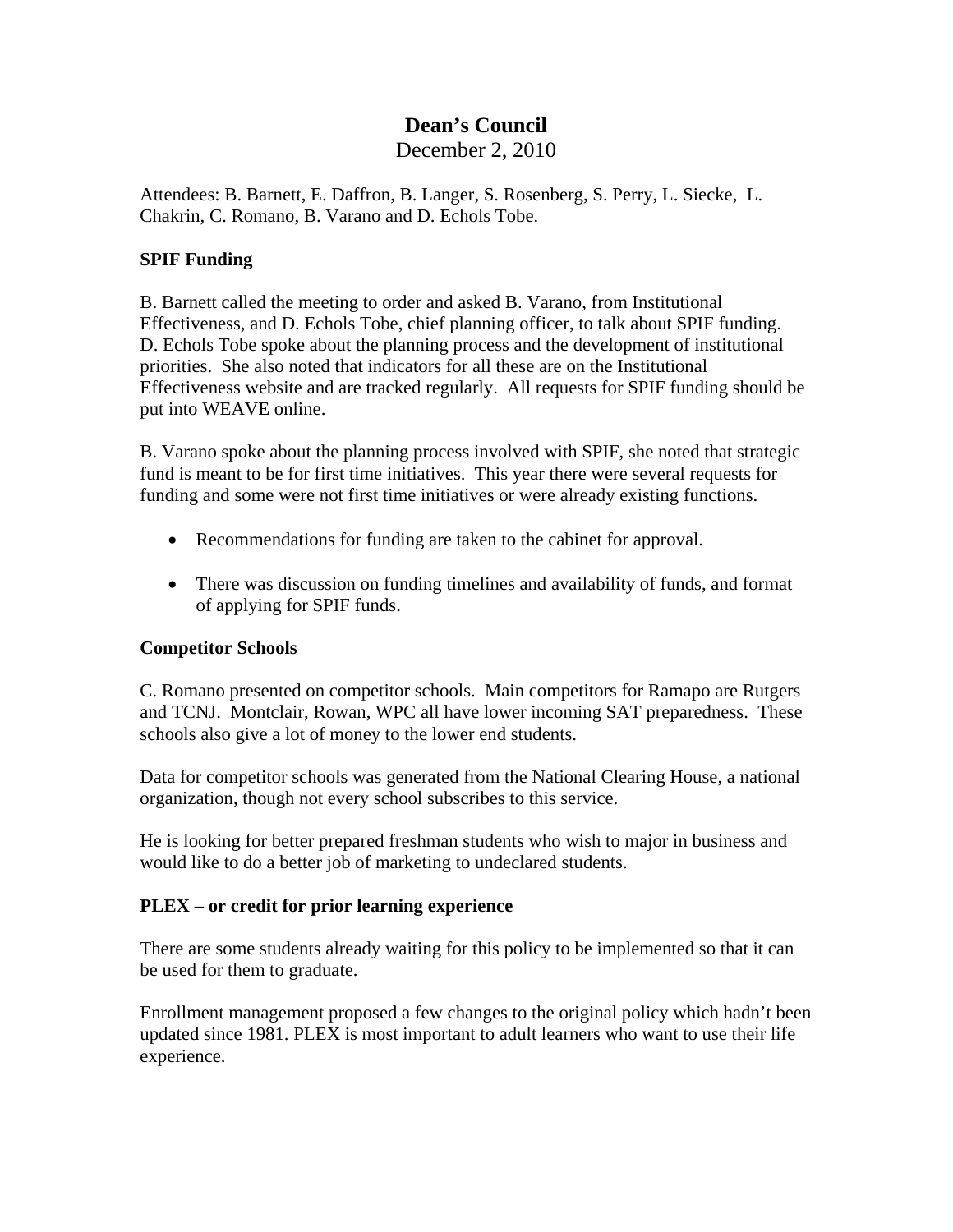# Dean's Council

December 2, 2010

Attendees: B. Barnett, E. Daffron, B. Langer, S. Rosenberg, S. Perry, L. Siecke, L. Chakrin, C. Romano, B. Varano and D. Echols Tobe.

**SPIF Funding**

B. Barnett called the meeting to order and asked B. Varano, from Institutional Effectiveness, and D. Echols Tobe, chief planning officer, to talk about SPIF funding. D. Echols Tobe spoke about the planning process and the development of institutional priorities. She also noted that indicators for all these are on the Institutional Effectiveness website and are tracked regularly. All requests for SPIF funding should be put into WEAVE online.

B. Varano spoke about the planning process involved with SPIF, she noted that strategic fund is meant to be for first time initiatives. This year there were several requests for funding and some were not first time initiatives or were already existing functions.

- Recommendations for funding are taken to the cabinet for approval.
- There was discussion on funding timelines and availability of funds, and format of applying for SPIF funds.

**Competitor Schools**

C. Romano presented on competitor schools. Main competitors for Ramapo are Rutgers and TCNJ. Montclair, Rowan, WPC all have lower incoming SAT preparedness. These schools also give a lot of money to the lower end students.

Data for competitor schools was generated from the National Clearing House, a national organization, though not every school subscribes to this service.

He is looking for better prepared freshman students who wish to major in business and would like to do a better job of marketing to undeclared students.

**PLEX – or credit for prior learning experience**

There are some students already waiting for this policy to be implemented so that it can be used for them to graduate.

Enrollment management proposed a few changes to the original policy which hadn't been updated since 1981. PLEX is most important to adult learners who want to use their life experience.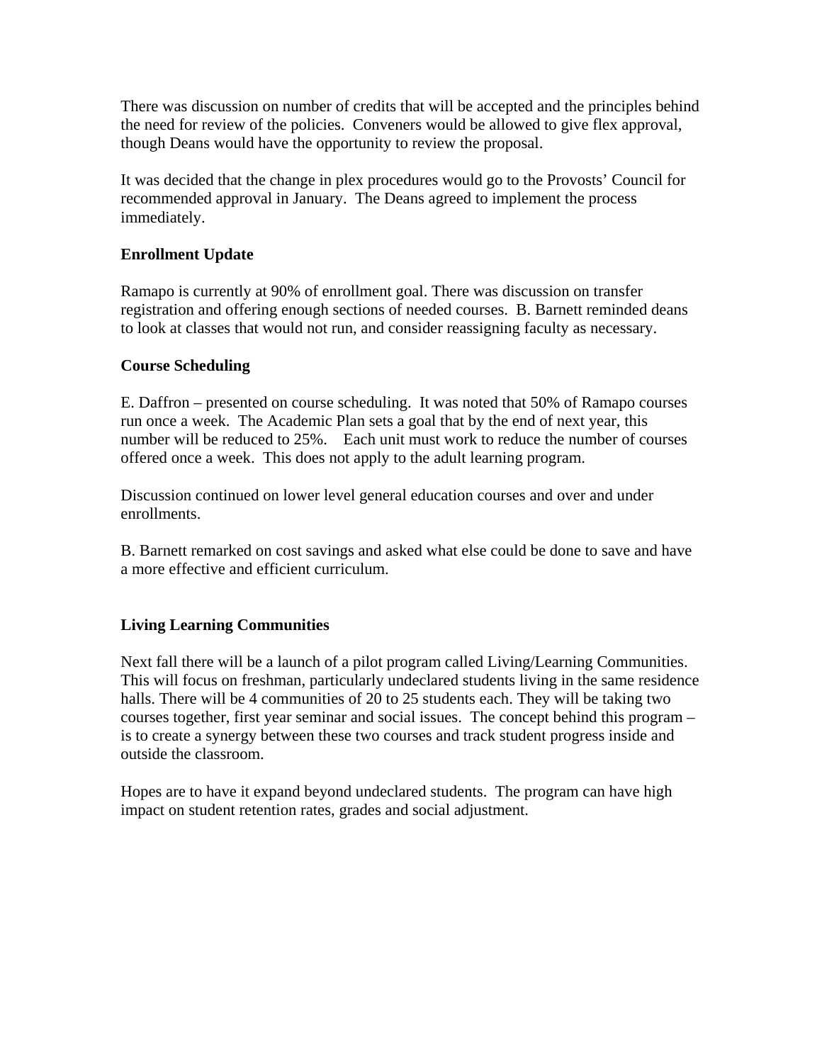There was discussion on number of credits that will be accepted and the principles behind the need for review of the policies. Conveners would be allowed to give flex approval, though Deans would have the opportunity to review the proposal.

It was decided that the change in plex procedures would go to the Provosts' Council for recommended approval in January. The Deans agreed to implement the process immediately.

**Enrollment Update**

Ramapo is currently at 90% of enrollment goal. There was discussion on transfer registration and offering enough sections of needed courses. B. Barnett reminded deans to look at classes that would not run, and consider reassigning faculty as necessary.

**Course Scheduling**

E. Daffron – presented on course scheduling. It was noted that 50% of Ramapo courses run once a week. The Academic Plan sets a goal that by the end of next year, this number will be reduced to 25%. Each unit must work to reduce the number of courses offered once a week. This does not apply to the adult learning program.

Discussion continued on lower level general education courses and over and under enrollments.

B. Barnett remarked on cost savings and asked what else could be done to save and have a more effective and efficient curriculum.

**Living Learning Communities**

Next fall there will be a launch of a pilot program called Living/Learning Communities. This will focus on freshman, particularly undeclared students living in the same residence halls. There will be 4 communities of 20 to 25 students each. They will be taking two courses together, first year seminar and social issues. The concept behind this program – is to create a synergy between these two courses and track student progress inside and outside the classroom.

Hopes are to have it expand beyond undeclared students. The program can have high impact on student retention rates, grades and social adjustment.